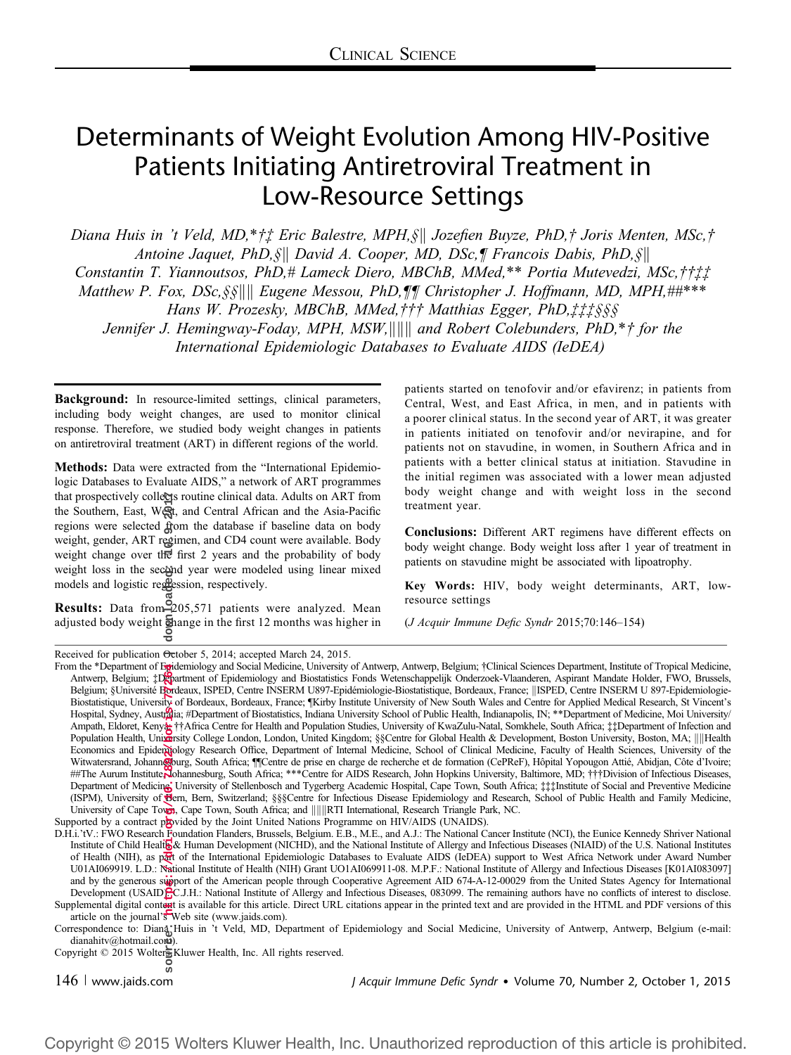CLINICAL SCIENCE

# Determinants of Weight Evolution Among HIV-Positive Patients Initiating Antiretroviral Treatment in Low-Resource Settings

*Diana Huis in 't Veld, MD,\*†‡ Eric Balestre, MPH,§‖ Jozefien Buyze, PhD,† Joris Menten, MSc,† Antoine Jaquet, PhD,§‖ David A. Cooper, MD, DSc,¶ Francois Dabis, PhD,§‖ Constantin T. Yiannoutsos, PhD,# Lameck Diero, MBChB, MMed,\*\* Portia Mutevedzi, MSc,††‡‡ Matthew P. Fox, DSc,§§‖‖ Eugene Messou, PhD,¶¶ Christopher J. Hoffmann, MD, MPH,##\*\*\* Hans W. Prozesky, MBChB, MMed,††† Matthias Egger, PhD,‡‡‡§§§ Jennifer J. Hemingway-Foday, MPH, MSW,‖‖‖ and Robert Colebunders, PhD,\*† for the International Epidemiologic Databases to Evaluate AIDS (IeDEA)*

**Background:** In resource-limited settings, clinical parameters, including body weight changes, are used to monitor clinical response. Therefore, we studied body weight changes in patients on antiretroviral treatment (ART) in different regions of the world.

**Methods:** Data were extracted from the "International Epidemiologic Databases to Evaluate AIDS," a network of ART programmes that prospectively collects routine clinical data. Adults on ART from the Southern, East, West, and Central African and the Asia-Pacific regions were selected from the database if baseline data on body weight, gender, ART regimen, and CD4 count were available. Body weight change over the first 2 years and the probability of body weight loss in the second year were modeled using linear mixed models and logistic regression, respectively.

**Results:** Data from 205,571 patients were analyzed. Mean adjusted body weight change in the first 12 months was higher in patients started on tenofovir and/or efavirenz; in patients from Central, West, and East Africa, in men, and in patients with a poorer clinical status. In the second year of ART, it was greater in patients initiated on tenofovir and/or nevirapine, and for patients not on stavudine, in women, in Southern Africa and in patients with a better clinical status at initiation. Stavudine in the initial regimen was associated with a lower mean adjusted body weight change and with weight loss in the second treatment year.

**Conclusions:** Different ART regimens have different effects on body weight change. Body weight loss after 1 year of treatment in patients on stavudine might be associated with lipoatrophy.

**Key Words:** HIV, body weight determinants, ART, low-resource settings

(*J Acquir Immune Defic Syndr* 2015;70:146–154)

---

Received for publication October 5, 2014; accepted March 24, 2015.

From the \*Department of Epidemiology and Social Medicine, University of Antwerp, Antwerp, Belgium; †Clinical Sciences Department, Institute of Tropical Medicine, Antwerp, Belgium; ‡Department of Epidemiology and Biostatistics Fonds Wetenschappelijk Onderzoek-Vlaanderen, Aspirant Mandate Holder, FWO, Brussels, Belgium; §Université Bordeaux, ISPED, Centre INSERM U897-Epidémiologie-Biostatistique, Bordeaux, France; ‖ISPED, Centre INSERM U 897-Epidemiologie-Biostatistique, University of Bordeaux, Bordeaux, France; ¶Kirby Institute University of New South Wales and Centre for Applied Medical Research, St Vincent's Hospital, Sydney, Australia; #Department of Biostatistics, Indiana University School of Public Health, Indianapolis, IN; \*\*Department of Medicine, Moi University/Ampath, Eldoret, Kenya; ††Africa Centre for Health and Population Studies, University of KwaZulu-Natal, Somkhele, South Africa; ‡‡Department of Infection and Population Health, University College London, London, United Kingdom; §§Centre for Global Health & Development, Boston University, Boston, MA; ‖‖Health Economics and Epidemiology Research Office, Department of Internal Medicine, School of Clinical Medicine, Faculty of Health Sciences, University of the Witwatersrand, Johannesburg, South Africa; ¶¶Centre de prise en charge de recherche et de formation (CePReF), Hôpital Yopougon Attié, Abidjan, Côte d'Ivoire; ##The Aurum Institute, Johannesburg, South Africa; \*\*\*Centre for AIDS Research, John Hopkins University, Baltimore, MD; †††Division of Infectious Diseases, Department of Medicine, University of Stellenbosch and Tygerberg Academic Hospital, Cape Town, South Africa; ‡‡‡Institute of Social and Preventive Medicine (ISPM), University of Bern, Bern, Switzerland; §§§Centre for Infectious Disease Epidemiology and Research, School of Public Health and Family Medicine, University of Cape Town, Cape Town, South Africa; and ‖‖‖RTI International, Research Triangle Park, NC.

Supported by a contract provided by the Joint United Nations Programme on HIV/AIDS (UNAIDS).

D.H.i.'tV.: FWO Research Foundation Flanders, Brussels, Belgium. E.B., M.E., and A.J.: The National Cancer Institute (NCI), the Eunice Kennedy Shriver National Institute of Child Health & Human Development (NICHD), and the National Institute of Allergy and Infectious Diseases (NIAID) of the U.S. National Institutes of Health (NIH), as part of the International Epidemiologic Databases to Evaluate AIDS (IeDEA) support to West Africa Network under Award Number U01AI069919. L.D.: National Institute of Health (NIH) Grant UO1AI069911-08. M.P.F.: National Institute of Allergy and Infectious Diseases [K01AI083097] and by the generous support of the American people through Cooperative Agreement AID 674-A-12-00029 from the United States Agency for International Development (USAID). C.J.H.: National Institute of Allergy and Infectious Diseases, 083099. The remaining authors have no conflicts of interest to disclose.

Supplemental digital content is available for this article. Direct URL citations appear in the printed text and are provided in the HTML and PDF versions of this article on the journal's Web site (www.jaids.com).

Correspondence to: Diana Huis in 't Veld, MD, Department of Epidemiology and Social Medicine, University of Antwerp, Antwerp, Belgium (e-mail: dianahitv@hotmail.com).

Copyright © 2015 Wolters Kluwer Health, Inc. All rights reserved.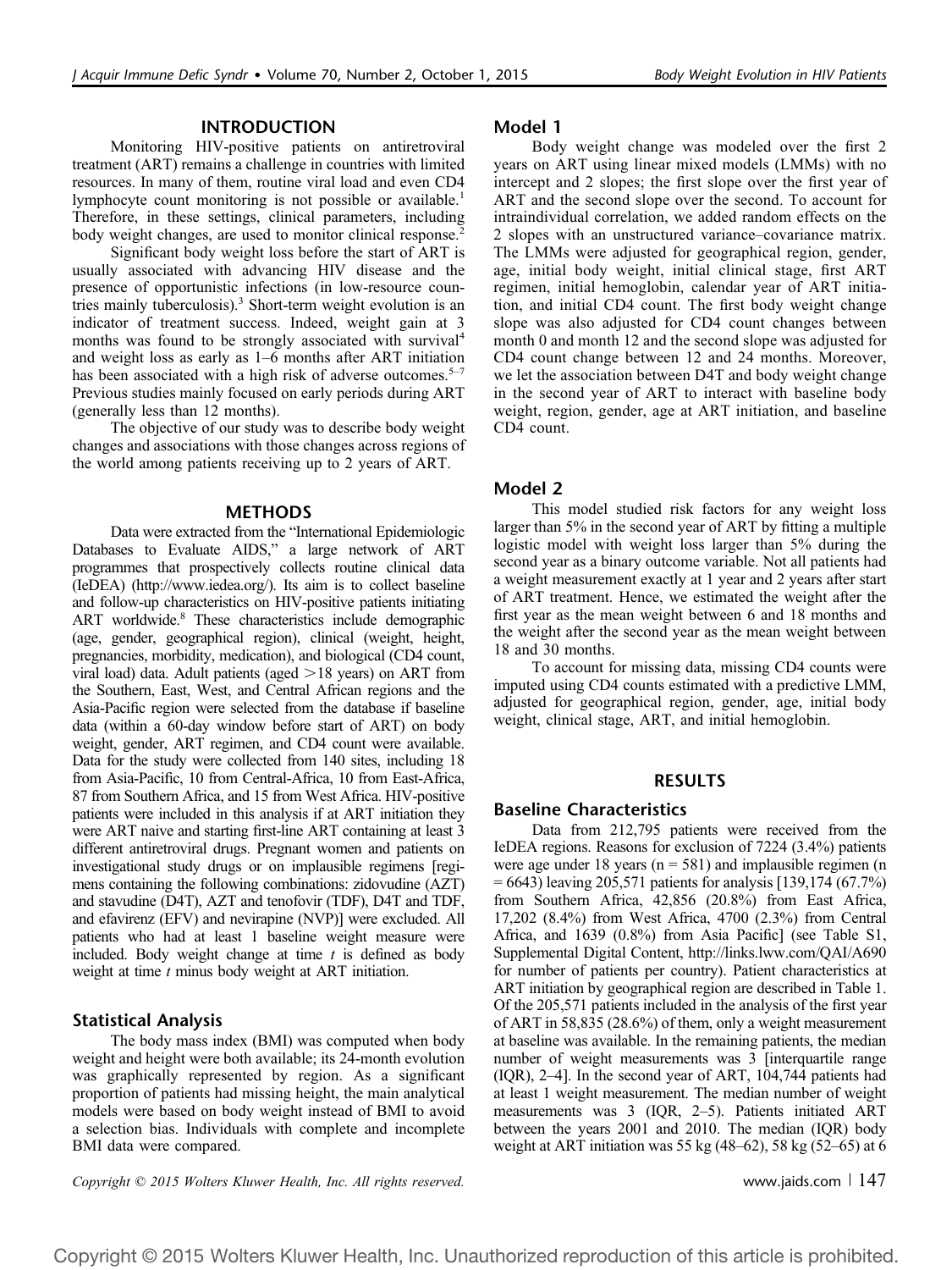## INTRODUCTION

Monitoring HIV-positive patients on antiretroviral treatment (ART) remains a challenge in countries with limited resources. In many of them, routine viral load and even CD4 lymphocyte count monitoring is not possible or available.[1] Therefore, in these settings, clinical parameters, including body weight changes, are used to monitor clinical response.[2]

Significant body weight loss before the start of ART is usually associated with advancing HIV disease and the presence of opportunistic infections (in low-resource countries mainly tuberculosis).[3] Short-term weight evolution is an indicator of treatment success. Indeed, weight gain at 3 months was found to be strongly associated with survival[4] and weight loss as early as 1–6 months after ART initiation has been associated with a high risk of adverse outcomes.[5–7] Previous studies mainly focused on early periods during ART (generally less than 12 months).

The objective of our study was to describe body weight changes and associations with those changes across regions of the world among patients receiving up to 2 years of ART.

## METHODS

Data were extracted from the "International Epidemiologic Databases to Evaluate AIDS," a large network of ART programmes that prospectively collects routine clinical data (IeDEA) (http://www.iedea.org/). Its aim is to collect baseline and follow-up characteristics on HIV-positive patients initiating ART worldwide.[8] These characteristics include demographic (age, gender, geographical region), clinical (weight, height, pregnancies, morbidity, medication), and biological (CD4 count, viral load) data. Adult patients (aged >18 years) on ART from the Southern, East, West, and Central African regions and the Asia-Pacific region were selected from the database if baseline data (within a 60-day window before start of ART) on body weight, gender, ART regimen, and CD4 count were available. Data for the study were collected from 140 sites, including 18 from Asia-Pacific, 10 from Central-Africa, 10 from East-Africa, 87 from Southern Africa, and 15 from West Africa. HIV-positive patients were included in this analysis if at ART initiation they were ART naive and starting first-line ART containing at least 3 different antiretroviral drugs. Pregnant women and patients on investigational study drugs or on implausible regimens [regimens containing the following combinations: zidovudine (AZT) and stavudine (D4T), AZT and tenofovir (TDF), D4T and TDF, and efavirenz (EFV) and nevirapine (NVP)] were excluded. All patients who had at least 1 baseline weight measure were included. Body weight change at time *t* is defined as body weight at time *t* minus body weight at ART initiation.

### Statistical Analysis

The body mass index (BMI) was computed when body weight and height were both available; its 24-month evolution was graphically represented by region. As a significant proportion of patients had missing height, the main analytical models were based on body weight instead of BMI to avoid a selection bias. Individuals with complete and incomplete BMI data were compared.

### Model 1

Body weight change was modeled over the first 2 years on ART using linear mixed models (LMMs) with no intercept and 2 slopes; the first slope over the first year of ART and the second slope over the second. To account for intraindividual correlation, we added random effects on the 2 slopes with an unstructured variance–covariance matrix. The LMMs were adjusted for geographical region, gender, age, initial body weight, initial clinical stage, first ART regimen, initial hemoglobin, calendar year of ART initiation, and initial CD4 count. The first body weight change slope was also adjusted for CD4 count changes between month 0 and month 12 and the second slope was adjusted for CD4 count change between 12 and 24 months. Moreover, we let the association between D4T and body weight change in the second year of ART to interact with baseline body weight, region, gender, age at ART initiation, and baseline CD4 count.

### Model 2

This model studied risk factors for any weight loss larger than 5% in the second year of ART by fitting a multiple logistic model with weight loss larger than 5% during the second year as a binary outcome variable. Not all patients had a weight measurement exactly at 1 year and 2 years after start of ART treatment. Hence, we estimated the weight after the first year as the mean weight between 6 and 18 months and the weight after the second year as the mean weight between 18 and 30 months.

To account for missing data, missing CD4 counts were imputed using CD4 counts estimated with a predictive LMM, adjusted for geographical region, gender, age, initial body weight, clinical stage, ART, and initial hemoglobin.

## RESULTS

### Baseline Characteristics

Data from 212,795 patients were received from the IeDEA regions. Reasons for exclusion of 7224 (3.4%) patients were age under 18 years (n = 581) and implausible regimen (n = 6643) leaving 205,571 patients for analysis [139,174 (67.7%) from Southern Africa, 42,856 (20.8%) from East Africa, 17,202 (8.4%) from West Africa, 4700 (2.3%) from Central Africa, and 1639 (0.8%) from Asia Pacific] (see Table S1, Supplemental Digital Content, http://links.lww.com/QAI/A690 for number of patients per country). Patient characteristics at ART initiation by geographical region are described in Table 1. Of the 205,571 patients included in the analysis of the first year of ART in 58,835 (28.6%) of them, only a weight measurement at baseline was available. In the remaining patients, the median number of weight measurements was 3 [interquartile range (IQR), 2–4]. In the second year of ART, 104,744 patients had at least 1 weight measurement. The median number of weight measurements was 3 (IQR, 2–5). Patients initiated ART between the years 2001 and 2010. The median (IQR) body weight at ART initiation was 55 kg (48–62), 58 kg (52–65) at 6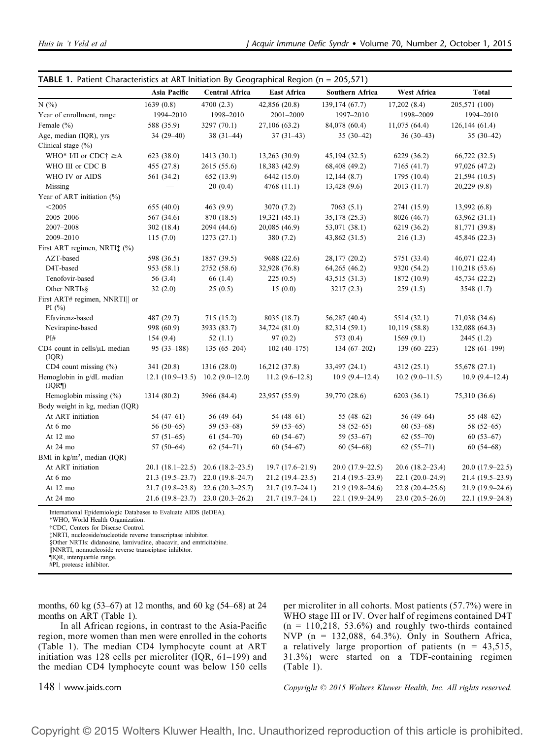**TABLE 1.** Patient Characteristics at ART Initiation By Geographical Region (n = 205,571)

| | Asia Pacific | Central Africa | East Africa | Southern Africa | West Africa | Total |
|---|---|---|---|---|---|---|
| N (%) | 1639 (0.8) | 4700 (2.3) | 42,856 (20.8) | 139,174 (67.7) | 17,202 (8.4) | 205,571 (100) |
| Year of enrollment, range | 1994–2010 | 1998–2010 | 2001–2009 | 1997–2010 | 1998–2009 | 1994–2010 |
| Female (%) | 588 (35.9) | 3297 (70.1) | 27,106 (63.2) | 84,078 (60.4) | 11,075 (64.4) | 126,144 (61.4) |
| Age, median (IQR), yrs | 34 (29–40) | 38 (31–44) | 37 (31–43) | 35 (30–42) | 36 (30–43) | 35 (30–42) |
| Clinical stage (%) | | | | | | |
| WHO* I/II or CDC† ≥A | 623 (38.0) | 1413 (30.1) | 13,263 (30.9) | 45,194 (32.5) | 6229 (36.2) | 66,722 (32.5) |
| WHO III or CDC B | 455 (27.8) | 2615 (55.6) | 18,383 (42.9) | 68,408 (49.2) | 7165 (41.7) | 97,026 (47.2) |
| WHO IV or AIDS | 561 (34.2) | 652 (13.9) | 6442 (15.0) | 12,144 (8.7) | 1795 (10.4) | 21,594 (10.5) |
| Missing | — | 20 (0.4) | 4768 (11.1) | 13,428 (9.6) | 2013 (11.7) | 20,229 (9.8) |
| Year of ART initiation (%) | | | | | | |
| <2005 | 655 (40.0) | 463 (9.9) | 3070 (7.2) | 7063 (5.1) | 2741 (15.9) | 13,992 (6.8) |
| 2005–2006 | 567 (34.6) | 870 (18.5) | 19,321 (45.1) | 35,178 (25.3) | 8026 (46.7) | 63,962 (31.1) |
| 2007–2008 | 302 (18.4) | 2094 (44.6) | 20,085 (46.9) | 53,071 (38.1) | 6219 (36.2) | 81,771 (39.8) |
| 2009–2010 | 115 (7.0) | 1273 (27.1) | 380 (7.2) | 43,862 (31.5) | 216 (1.3) | 45,846 (22.3) |
| First ART regimen, NRTI‡ (%) | | | | | | |
| AZT-based | 598 (36.5) | 1857 (39.5) | 9688 (22.6) | 28,177 (20.2) | 5751 (33.4) | 46,071 (22.4) |
| D4T-based | 953 (58.1) | 2752 (58.6) | 32,928 (76.8) | 64,265 (46.2) | 9320 (54.2) | 110,218 (53.6) |
| Tenofovir-based | 56 (3.4) | 66 (1.4) | 225 (0.5) | 43,515 (31.3) | 1872 (10.9) | 45,734 (22.2) |
| Other NRTIs§ | 32 (2.0) | 25 (0.5) | 15 (0.0) | 3217 (2.3) | 259 (1.5) | 3548 (1.7) |
| First ART# regimen, NNRTI‖ or PI (%) | | | | | | |
| Efavirenz-based | 487 (29.7) | 715 (15.2) | 8035 (18.7) | 56,287 (40.4) | 5514 (32.1) | 71,038 (34.6) |
| Nevirapine-based | 998 (60.9) | 3933 (83.7) | 34,724 (81.0) | 82,314 (59.1) | 10,119 (58.8) | 132,088 (64.3) |
| PI# | 154 (9.4) | 52 (1.1) | 97 (0.2) | 573 (0.4) | 1569 (9.1) | 2445 (1.2) |
| CD4 count in cells/μL median (IQR) | 95 (33–188) | 135 (65–204) | 102 (40–175) | 134 (67–202) | 139 (60–223) | 128 (61–199) |
| CD4 count missing (%) | 341 (20.8) | 1316 (28.0) | 16,212 (37.8) | 33,497 (24.1) | 4312 (25.1) | 55,678 (27.1) |
| Hemoglobin in g/dL median (IQR¶) | 12.1 (10.9–13.5) | 10.2 (9.0–12.0) | 11.2 (9.6–12.8) | 10.9 (9.4–12.4) | 10.2 (9.0–11.5) | 10.9 (9.4–12.4) |
| Hemoglobin missing (%) | 1314 (80.2) | 3966 (84.4) | 23,957 (55.9) | 39,770 (28.6) | 6203 (36.1) | 75,310 (36.6) |
| Body weight in kg, median (IQR) | | | | | | |
| At ART initiation | 54 (47–61) | 56 (49–64) | 54 (48–61) | 55 (48–62) | 56 (49–64) | 55 (48–62) |
| At 6 mo | 56 (50–65) | 59 (53–68) | 59 (53–65) | 58 (52–65) | 60 (53–68) | 58 (52–65) |
| At 12 mo | 57 (51–65) | 61 (54–70) | 60 (54–67) | 59 (53–67) | 62 (55–70) | 60 (53–67) |
| At 24 mo | 57 (50–64) | 62 (54–71) | 60 (54–67) | 60 (54–68) | 62 (55–71) | 60 (54–68) |
| BMI in kg/m$^2$, median (IQR) | | | | | | |
| At ART initiation | 20.1 (18.1–22.5) | 20.6 (18.2–23.5) | 19.7 (17.6–21.9) | 20.0 (17.9–22.5) | 20.6 (18.2–23.4) | 20.0 (17.9–22.5) |
| At 6 mo | 21.3 (19.5–23.7) | 22.0 (19.8–24.7) | 21.2 (19.4–23.5) | 21.4 (19.5–23.9) | 22.1 (20.0–24.9) | 21.4 (19.5–23.9) |
| At 12 mo | 21.7 (19.8–23.8) | 22.6 (20.3–25.7) | 21.7 (19.7–24.1) | 21.9 (19.8–24.6) | 22.8 (20.4–25.6) | 21.9 (19.9–24.6) |
| At 24 mo | 21.6 (19.8–23.7) | 23.0 (20.3–26.2) | 21.7 (19.7–24.1) | 22.1 (19.9–24.9) | 23.0 (20.5–26.0) | 22.1 (19.9–24.8) |

International Epidemiologic Databases to Evaluate AIDS (IeDEA).
*WHO, World Health Organization.
†CDC, Centers for Disease Control.
‡NRTI, nucleoside/nucleotide reverse transcriptase inhibitor.
§Other NRTIs: didanosine, lamivudine, abacavir, and emtricitabine.
‖NNRTI, nonnucleoside reverse transciptase inhibitor.
¶IQR, interquartile range.
#PI, protease inhibitor.

months, 60 kg (53–67) at 12 months, and 60 kg (54–68) at 24 months on ART (Table 1).

In all African regions, in contrast to the Asia-Pacific region, more women than men were enrolled in the cohorts (Table 1). The median CD4 lymphocyte count at ART initiation was 128 cells per microliter (IQR, 61–199) and the median CD4 lymphocyte count was below 150 cells per microliter in all cohorts. Most patients (57.7%) were in WHO stage III or IV. Over half of regimens contained D4T (n = 110,218, 53.6%) and roughly two-thirds contained NVP (n = 132,088, 64.3%). Only in Southern Africa, a relatively large proportion of patients (n = 43,515, 31.3%) were started on a TDF-containing regimen (Table 1).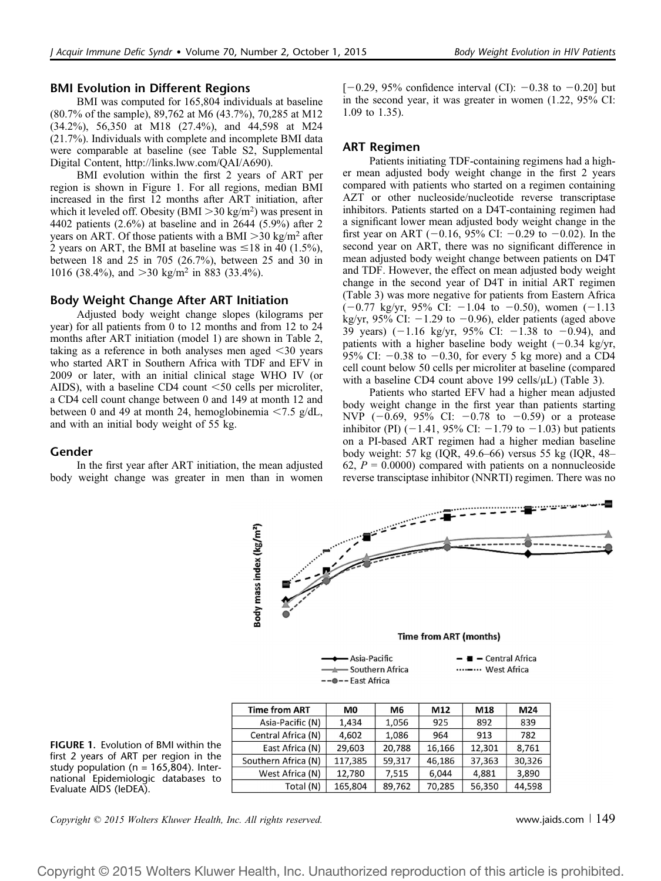## BMI Evolution in Different Regions

BMI was computed for 165,804 individuals at baseline (80.7% of the sample), 89,762 at M6 (43.7%), 70,285 at M12 (34.2%), 56,350 at M18 (27.4%), and 44,598 at M24 (21.7%). Individuals with complete and incomplete BMI data were comparable at baseline (see Table S2, Supplemental Digital Content, http://links.lww.com/QAI/A690).

BMI evolution within the first 2 years of ART per region is shown in Figure 1. For all regions, median BMI increased in the first 12 months after ART initiation, after which it leveled off. Obesity (BMI >30 kg/m$^2$) was present in 4402 patients (2.6%) at baseline and in 2644 (5.9%) after 2 years on ART. Of those patients with a BMI >30 kg/m$^2$ after 2 years on ART, the BMI at baseline was ≤18 in 40 (1.5%), between 18 and 25 in 705 (26.7%), between 25 and 30 in 1016 (38.4%), and >30 kg/m$^2$ in 883 (33.4%).

## Body Weight Change After ART Initiation

Adjusted body weight change slopes (kilograms per year) for all patients from 0 to 12 months and from 12 to 24 months after ART initiation (model 1) are shown in Table 2, taking as a reference in both analyses men aged <30 years who started ART in Southern Africa with TDF and EFV in 2009 or later, with an initial clinical stage WHO IV (or AIDS), with a baseline CD4 count <50 cells per microliter, a CD4 cell count change between 0 and 149 at month 12 and between 0 and 49 at month 24, hemoglobinemia <7.5 g/dL, and with an initial body weight of 55 kg.

## Gender

In the first year after ART initiation, the mean adjusted body weight change was greater in men than in women [−0.29, 95% confidence interval (CI): −0.38 to −0.20] but in the second year, it was greater in women (1.22, 95% CI: 1.09 to 1.35).

## ART Regimen

Patients initiating TDF-containing regimens had a higher mean adjusted body weight change in the first 2 years compared with patients who started on a regimen containing AZT or other nucleoside/nucleotide reverse transcriptase inhibitors. Patients started on a D4T-containing regimen had a significant lower mean adjusted body weight change in the first year on ART (−0.16, 95% CI: −0.29 to −0.02). In the second year on ART, there was no significant difference in mean adjusted body weight change between patients on D4T and TDF. However, the effect on mean adjusted body weight change in the second year of D4T in initial ART regimen (Table 3) was more negative for patients from Eastern Africa (−0.77 kg/yr, 95% CI: −1.04 to −0.50), women (−1.13 kg/yr, 95% CI: −1.29 to −0.96), elder patients (aged above 39 years) (−1.16 kg/yr, 95% CI: −1.38 to −0.94), and patients with a higher baseline body weight (−0.34 kg/yr, 95% CI: −0.38 to −0.30, for every 5 kg more) and a CD4 cell count below 50 cells per microliter at baseline (compared with a baseline CD4 count above 199 cells/μL) (Table 3).

Patients who started EFV had a higher mean adjusted body weight change in the first year than patients starting NVP (−0.69, 95% CI: −0.78 to −0.59) or a protease inhibitor (PI) (−1.41, 95% CI: −1.79 to −1.03) but patients on a PI-based ART regimen had a higher median baseline body weight: 57 kg (IQR, 49.6–66) versus 55 kg (IQR, 48–62, $P = 0.0000$) compared with patients on a nonnucleoside reverse transcriptase inhibitor (NNRTI) regimen. There was no

| Time from ART | M0 | M6 | M12 | M18 | M24 |
|---|---|---|---|---|---|
| Asia-Pacific (N) | 1,434 | 1,056 | 925 | 892 | 839 |
| Central Africa (N) | 4,602 | 1,086 | 964 | 913 | 782 |
| East Africa (N) | 29,603 | 20,788 | 16,166 | 12,301 | 8,761 |
| Southern Africa (N) | 117,385 | 59,317 | 46,186 | 37,363 | 30,326 |
| West Africa (N) | 12,780 | 7,515 | 6,044 | 4,881 | 3,890 |
| Total (N) | 165,804 | 89,762 | 70,285 | 56,350 | 44,598 |

**FIGURE 1.** Evolution of BMI within the first 2 years of ART per region in the study population (n = 165,804). International Epidemiologic databases to Evaluate AIDS (IeDEA).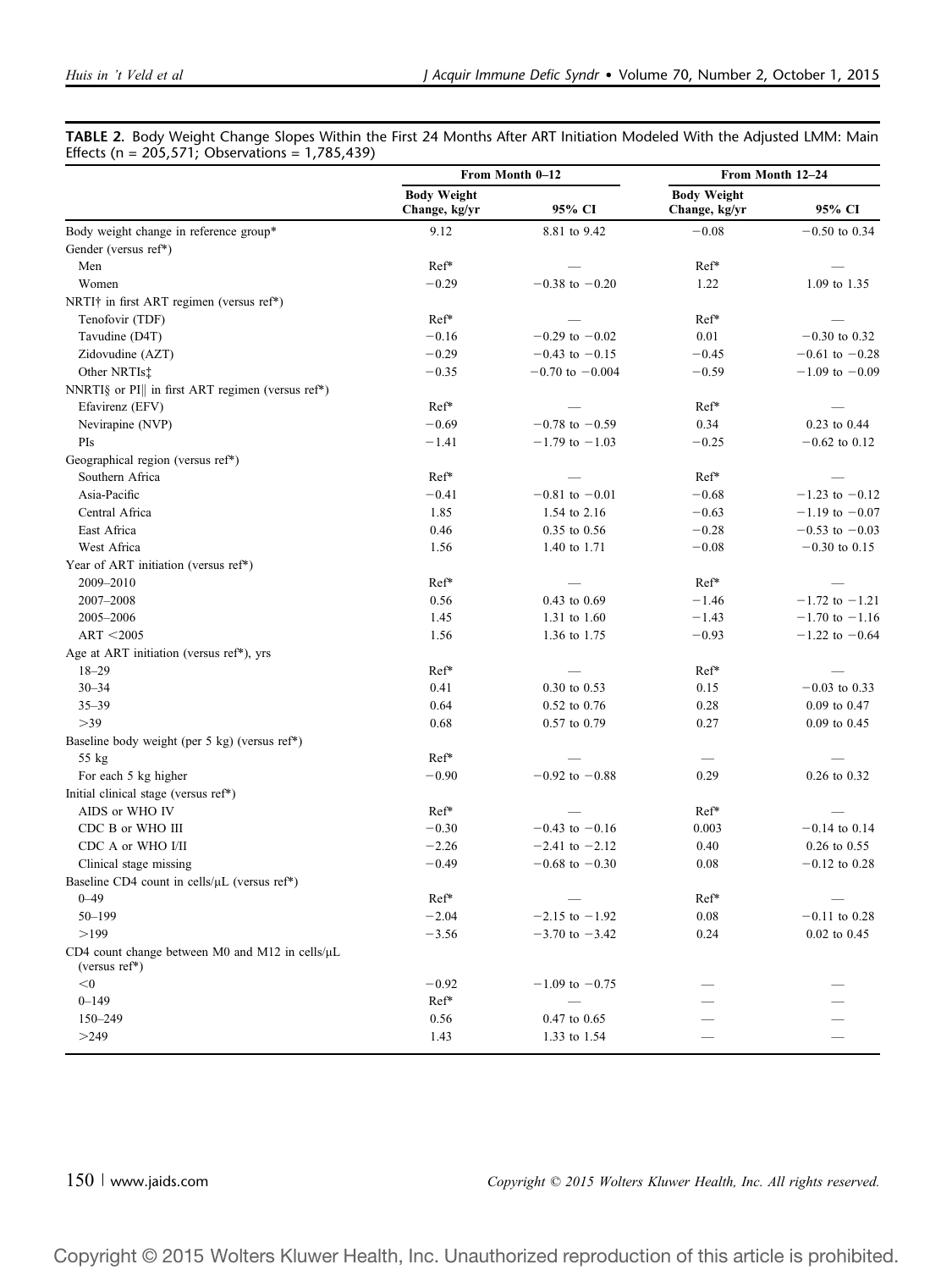**TABLE 2.** Body Weight Change Slopes Within the First 24 Months After ART Initiation Modeled With the Adjusted LMM: Main Effects (n = 205,571; Observations = 1,785,439)

| | From Month 0–12 | | From Month 12–24 | |
|---|---|---|---|---|
| | **Body Weight Change, kg/yr** | **95% CI** | **Body Weight Change, kg/yr** | **95% CI** |
| Body weight change in reference group* | 9.12 | 8.81 to 9.42 | −0.08 | −0.50 to 0.34 |
| Gender (versus ref*) | | | | |
| Men | Ref* | — | Ref* | — |
| Women | −0.29 | −0.38 to −0.20 | 1.22 | 1.09 to 1.35 |
| NRTI† in first ART regimen (versus ref*) | | | | |
| Tenofovir (TDF) | Ref* | — | Ref* | — |
| Tavudine (D4T) | −0.16 | −0.29 to −0.02 | 0.01 | −0.30 to 0.32 |
| Zidovudine (AZT) | −0.29 | −0.43 to −0.15 | −0.45 | −0.61 to −0.28 |
| Other NRTIs‡ | −0.35 | −0.70 to −0.004 | −0.59 | −1.09 to −0.09 |
| NNRTI§ or PI‖ in first ART regimen (versus ref*) | | | | |
| Efavirenz (EFV) | Ref* | — | Ref* | — |
| Nevirapine (NVP) | −0.69 | −0.78 to −0.59 | 0.34 | 0.23 to 0.44 |
| PIs | −1.41 | −1.79 to −1.03 | −0.25 | −0.62 to 0.12 |
| Geographical region (versus ref*) | | | | |
| Southern Africa | Ref* | — | Ref* | — |
| Asia-Pacific | −0.41 | −0.81 to −0.01 | −0.68 | −1.23 to −0.12 |
| Central Africa | 1.85 | 1.54 to 2.16 | −0.63 | −1.19 to −0.07 |
| East Africa | 0.46 | 0.35 to 0.56 | −0.28 | −0.53 to −0.03 |
| West Africa | 1.56 | 1.40 to 1.71 | −0.08 | −0.30 to 0.15 |
| Year of ART initiation (versus ref*) | | | | |
| 2009–2010 | Ref* | — | Ref* | — |
| 2007–2008 | 0.56 | 0.43 to 0.69 | −1.46 | −1.72 to −1.21 |
| 2005–2006 | 1.45 | 1.31 to 1.60 | −1.43 | −1.70 to −1.16 |
| ART <2005 | 1.56 | 1.36 to 1.75 | −0.93 | −1.22 to −0.64 |
| Age at ART initiation (versus ref*), yrs | | | | |
| 18–29 | Ref* | — | Ref* | — |
| 30–34 | 0.41 | 0.30 to 0.53 | 0.15 | −0.03 to 0.33 |
| 35–39 | 0.64 | 0.52 to 0.76 | 0.28 | 0.09 to 0.47 |
| >39 | 0.68 | 0.57 to 0.79 | 0.27 | 0.09 to 0.45 |
| Baseline body weight (per 5 kg) (versus ref*) | | | | |
| 55 kg | Ref* | — | — | — |
| For each 5 kg higher | −0.90 | −0.92 to −0.88 | 0.29 | 0.26 to 0.32 |
| Initial clinical stage (versus ref*) | | | | |
| AIDS or WHO IV | Ref* | — | Ref* | — |
| CDC B or WHO III | −0.30 | −0.43 to −0.16 | 0.003 | −0.14 to 0.14 |
| CDC A or WHO I/II | −2.26 | −2.41 to −2.12 | 0.40 | 0.26 to 0.55 |
| Clinical stage missing | −0.49 | −0.68 to −0.30 | 0.08 | −0.12 to 0.28 |
| Baseline CD4 count in cells/μL (versus ref*) | | | | |
| 0–49 | Ref* | — | Ref* | — |
| 50–199 | −2.04 | −2.15 to −1.92 | 0.08 | −0.11 to 0.28 |
| >199 | −3.56 | −3.70 to −3.42 | 0.24 | 0.02 to 0.45 |
| CD4 count change between M0 and M12 in cells/μL (versus ref*) | | | | |
| <0 | −0.92 | −1.09 to −0.75 | — | — |
| 0–149 | Ref* | — | — | — |
| 150–249 | 0.56 | 0.47 to 0.65 | — | — |
| >249 | 1.43 | 1.33 to 1.54 | — | — |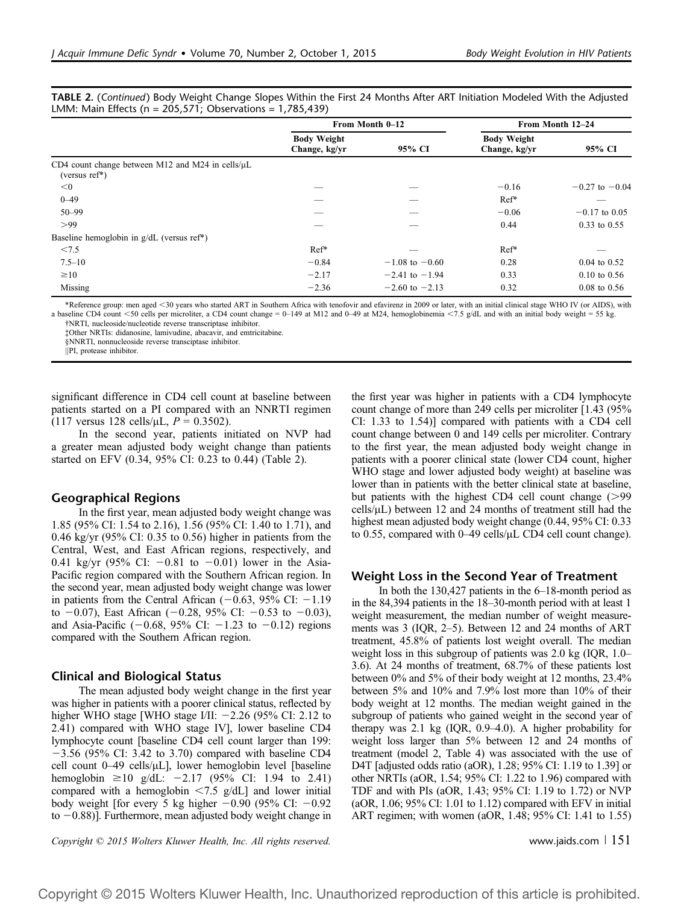**TABLE 2.** (*Continued*) Body Weight Change Slopes Within the First 24 Months After ART Initiation Modeled With the Adjusted LMM: Main Effects (n = 205,571; Observations = 1,785,439)

| | From Month 0–12 | | From Month 12–24 | |
|---|---|---|---|---|
| | Body Weight Change, kg/yr | 95% CI | Body Weight Change, kg/yr | 95% CI |
| CD4 count change between M12 and M24 in cells/μL (versus ref*) | | | | |
| <0 | — | — | −0.16 | −0.27 to −0.04 |
| 0–49 | — | — | Ref* | — |
| 50–99 | — | — | −0.06 | −0.17 to 0.05 |
| >99 | — | — | 0.44 | 0.33 to 0.55 |
| Baseline hemoglobin in g/dL (versus ref*) | | | | |
| <7.5 | Ref* | — | Ref* | — |
| 7.5–10 | −0.84 | −1.08 to −0.60 | 0.28 | 0.04 to 0.52 |
| ≥10 | −2.17 | −2.41 to −1.94 | 0.33 | 0.10 to 0.56 |
| Missing | −2.36 | −2.60 to −2.13 | 0.32 | 0.08 to 0.56 |

*Reference group: men aged <30 years who started ART in Southern Africa with tenofovir and efavirenz in 2009 or later, with an initial clinical stage WHO IV (or AIDS), with a baseline CD4 count <50 cells per microliter, a CD4 count change = 0–149 at M12 and 0–49 at M24, hemoglobinemia <7.5 g/dL and with an initial body weight = 55 kg.

†NRTI, nucleoside/nucleotide reverse transcriptase inhibitor.

‡Other NRTIs: didanosine, lamivudine, abacavir, and emtricitabine.

§NNRTI, nonnucleoside reverse transciptase inhibitor.

||PI, protease inhibitor.

significant difference in CD4 cell count at baseline between patients started on a PI compared with an NNRTI regimen (117 versus 128 cells/μL, $P = 0.3502$).

In the second year, patients initiated on NVP had a greater mean adjusted body weight change than patients started on EFV (0.34, 95% CI: 0.23 to 0.44) (Table 2).

## Geographical Regions

In the first year, mean adjusted body weight change was 1.85 (95% CI: 1.54 to 2.16), 1.56 (95% CI: 1.40 to 1.71), and 0.46 kg/yr (95% CI: 0.35 to 0.56) higher in patients from the Central, West, and East African regions, respectively, and 0.41 kg/yr (95% CI: −0.81 to −0.01) lower in the Asia-Pacific region compared with the Southern African region. In the second year, mean adjusted body weight change was lower in patients from the Central African (−0.63, 95% CI: −1.19 to −0.07), East African (−0.28, 95% CI: −0.53 to −0.03), and Asia-Pacific (−0.68, 95% CI: −1.23 to −0.12) regions compared with the Southern African region.

## Clinical and Biological Status

The mean adjusted body weight change in the first year was higher in patients with a poorer clinical status, reflected by higher WHO stage [WHO stage I/II: −2.26 (95% CI: 2.12 to 2.41) compared with WHO stage IV], lower baseline CD4 lymphocyte count [baseline CD4 cell count larger than 199: −3.56 (95% CI: 3.42 to 3.70) compared with baseline CD4 cell count 0–49 cells/μL], lower hemoglobin level [baseline hemoglobin ≥10 g/dL: −2.17 (95% CI: 1.94 to 2.41) compared with a hemoglobin <7.5 g/dL] and lower initial body weight [for every 5 kg higher −0.90 (95% CI: −0.92 to −0.88)]. Furthermore, mean adjusted body weight change in the first year was higher in patients with a CD4 lymphocyte count change of more than 249 cells per microliter [1.43 (95% CI: 1.33 to 1.54)] compared with patients with a CD4 cell count change between 0 and 149 cells per microliter. Contrary to the first year, the mean adjusted body weight change in patients with a poorer clinical state (lower CD4 count, higher WHO stage and lower adjusted body weight) at baseline was lower than in patients with the better clinical state at baseline, but patients with the highest CD4 cell count change (>99 cells/μL) between 12 and 24 months of treatment still had the highest mean adjusted body weight change (0.44, 95% CI: 0.33 to 0.55, compared with 0–49 cells/μL CD4 cell count change).

## Weight Loss in the Second Year of Treatment

In both the 130,427 patients in the 6–18-month period as in the 84,394 patients in the 18–30-month period with at least 1 weight measurement, the median number of weight measurements was 3 (IQR, 2–5). Between 12 and 24 months of ART treatment, 45.8% of patients lost weight overall. The median weight loss in this subgroup of patients was 2.0 kg (IQR, 1.0–3.6). At 24 months of treatment, 68.7% of these patients lost between 0% and 5% of their body weight at 12 months, 23.4% between 5% and 10% and 7.9% lost more than 10% of their body weight at 12 months. The median weight gained in the subgroup of patients who gained weight in the second year of therapy was 2.1 kg (IQR, 0.9–4.0). A higher probability for weight loss larger than 5% between 12 and 24 months of treatment (model 2, Table 4) was associated with the use of D4T [adjusted odds ratio (aOR), 1.28; 95% CI: 1.19 to 1.39] or other NRTIs (aOR, 1.54; 95% CI: 1.22 to 1.96) compared with TDF and with PIs (aOR, 1.43; 95% CI: 1.19 to 1.72) or NVP (aOR, 1.06; 95% CI: 1.01 to 1.12) compared with EFV in initial ART regimen; with women (aOR, 1.48; 95% CI: 1.41 to 1.55)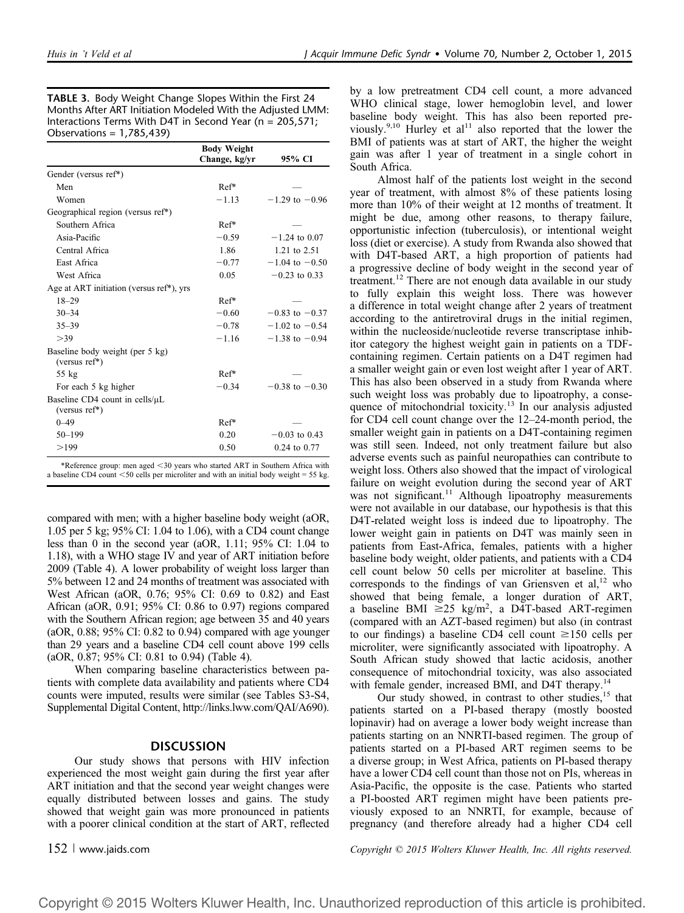**TABLE 3.** Body Weight Change Slopes Within the First 24 Months After ART Initiation Modeled With the Adjusted LMM: Interactions Terms With D4T in Second Year (n = 205,571; Observations = 1,785,439)

| | Body Weight Change, kg/yr | 95% CI |
|---|---|---|
| Gender (versus ref*) | | |
| Men | Ref* | — |
| Women | −1.13 | −1.29 to −0.96 |
| Geographical region (versus ref*) | | |
| Southern Africa | Ref* | — |
| Asia-Pacific | −0.59 | −1.24 to 0.07 |
| Central Africa | 1.86 | 1.21 to 2.51 |
| East Africa | −0.77 | −1.04 to −0.50 |
| West Africa | 0.05 | −0.23 to 0.33 |
| Age at ART initiation (versus ref*), yrs | | |
| 18–29 | Ref* | — |
| 30–34 | −0.60 | −0.83 to −0.37 |
| 35–39 | −0.78 | −1.02 to −0.54 |
| >39 | −1.16 | −1.38 to −0.94 |
| Baseline body weight (per 5 kg) (versus ref*) | | |
| 55 kg | Ref* | — |
| For each 5 kg higher | −0.34 | −0.38 to −0.30 |
| Baseline CD4 count in cells/μL (versus ref*) | | |
| 0–49 | Ref* | — |
| 50–199 | 0.20 | −0.03 to 0.43 |
| >199 | 0.50 | 0.24 to 0.77 |

*Reference group: men aged <30 years who started ART in Southern Africa with a baseline CD4 count <50 cells per microliter and with an initial body weight = 55 kg.

compared with men; with a higher baseline body weight (aOR, 1.05 per 5 kg; 95% CI: 1.04 to 1.06), with a CD4 count change less than 0 in the second year (aOR, 1.11; 95% CI: 1.04 to 1.18), with a WHO stage IV and year of ART initiation before 2009 (Table 4). A lower probability of weight loss larger than 5% between 12 and 24 months of treatment was associated with West African (aOR, 0.76; 95% CI: 0.69 to 0.82) and East African (aOR, 0.91; 95% CI: 0.86 to 0.97) regions compared with the Southern African region; age between 35 and 40 years (aOR, 0.88; 95% CI: 0.82 to 0.94) compared with age younger than 29 years and a baseline CD4 cell count above 199 cells (aOR, 0.87; 95% CI: 0.81 to 0.94) (Table 4).

When comparing baseline characteristics between patients with complete data availability and patients where CD4 counts were imputed, results were similar (see Tables S3-S4, Supplemental Digital Content, http://links.lww.com/QAI/A690).

## DISCUSSION

Our study shows that persons with HIV infection experienced the most weight gain during the first year after ART initiation and that the second year weight changes were equally distributed between losses and gains. The study showed that weight gain was more pronounced in patients with a poorer clinical condition at the start of ART, reflected by a low pretreatment CD4 cell count, a more advanced WHO clinical stage, lower hemoglobin level, and lower baseline body weight. This has also been reported previously.[9,10] Hurley et al[11] also reported that the lower the BMI of patients was at start of ART, the higher the weight gain was after 1 year of treatment in a single cohort in South Africa.

Almost half of the patients lost weight in the second year of treatment, with almost 8% of these patients losing more than 10% of their weight at 12 months of treatment. It might be due, among other reasons, to therapy failure, opportunistic infection (tuberculosis), or intentional weight loss (diet or exercise). A study from Rwanda also showed that with D4T-based ART, a high proportion of patients had a progressive decline of body weight in the second year of treatment.[12] There are not enough data available in our study to fully explain this weight loss. There was however a difference in total weight change after 2 years of treatment according to the antiretroviral drugs in the initial regimen, within the nucleoside/nucleotide reverse transcriptase inhibitor category the highest weight gain in patients on a TDF-containing regimen. Certain patients on a D4T regimen had a smaller weight gain or even lost weight after 1 year of ART. This has also been observed in a study from Rwanda where such weight loss was probably due to lipoatrophy, a consequence of mitochondrial toxicity.[13] In our analysis adjusted for CD4 cell count change over the 12–24-month period, the smaller weight gain in patients on a D4T-containing regimen was still seen. Indeed, not only treatment failure but also adverse events such as painful neuropathies can contribute to weight loss. Others also showed that the impact of virological failure on weight evolution during the second year of ART was not significant.[11] Although lipoatrophy measurements were not available in our database, our hypothesis is that this D4T-related weight loss is indeed due to lipoatrophy. The lower weight gain in patients on D4T was mainly seen in patients from East-Africa, females, patients with a higher baseline body weight, older patients, and patients with a CD4 cell count below 50 cells per microliter at baseline. This corresponds to the findings of van Griensven et al,[12] who showed that being female, a longer duration of ART, a baseline BMI $\geq$25 kg/m$^2$, a D4T-based ART-regimen (compared with an AZT-based regimen) but also (in contrast to our findings) a baseline CD4 cell count $\geq$150 cells per microliter, were significantly associated with lipoatrophy. A South African study showed that lactic acidosis, another consequence of mitochondrial toxicity, was also associated with female gender, increased BMI, and D4T therapy.[14]

Our study showed, in contrast to other studies,[15] that patients started on a PI-based therapy (mostly boosted lopinavir) had on average a lower body weight increase than patients starting on an NNRTI-based regimen. The group of patients started on a PI-based ART regimen seems to be a diverse group; in West Africa, patients on PI-based therapy have a lower CD4 cell count than those not on PIs, whereas in Asia-Pacific, the opposite is the case. Patients who started a PI-boosted ART regimen might have been patients previously exposed to an NNRTI, for example, because of pregnancy (and therefore already had a higher CD4 cell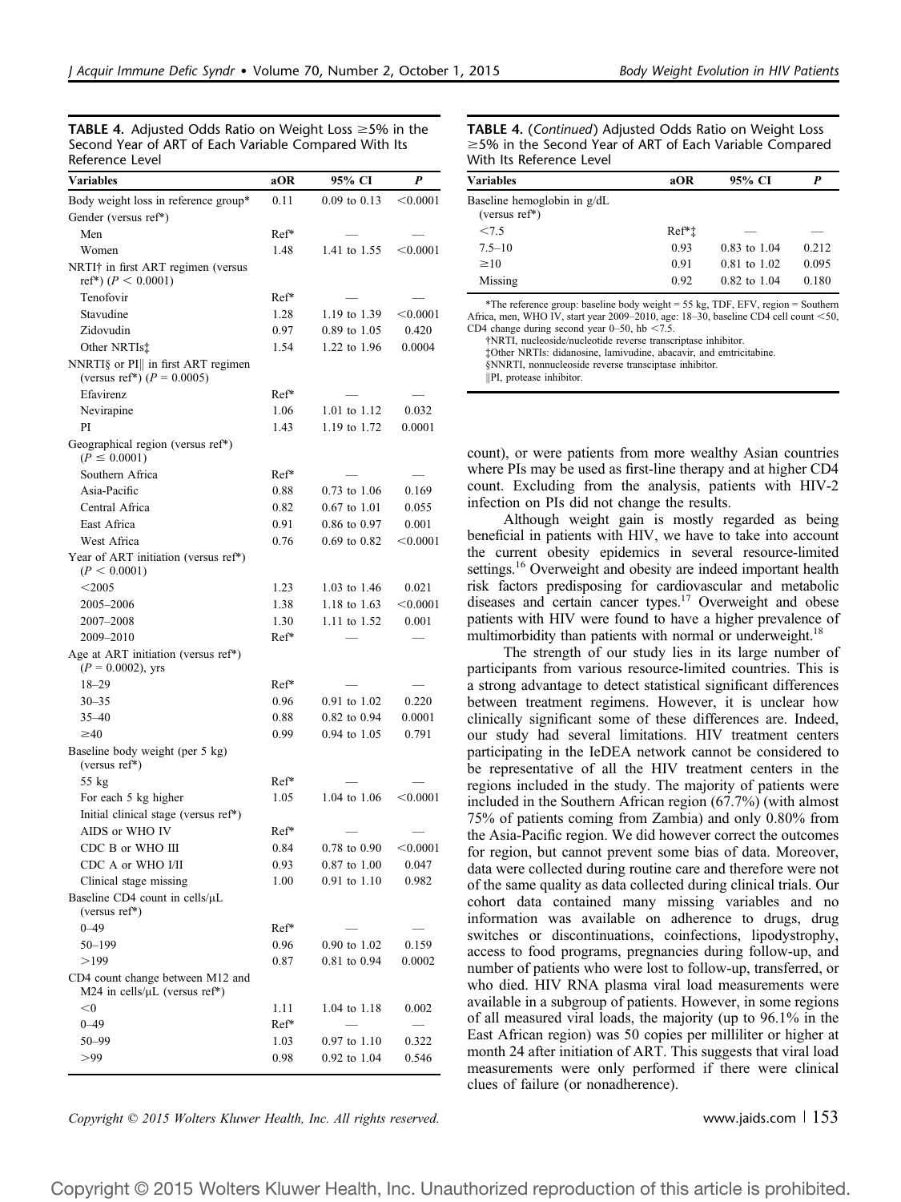**TABLE 4.** Adjusted Odds Ratio on Weight Loss ≥5% in the Second Year of ART of Each Variable Compared With Its Reference Level

| Variables | aOR | 95% CI | *P* |
|---|---|---|---|
| Body weight loss in reference group* | 0.11 | 0.09 to 0.13 | <0.0001 |
| Gender (versus ref*) | | | |
| Men | Ref* | — | — |
| Women | 1.48 | 1.41 to 1.55 | <0.0001 |
| NRTI† in first ART regimen (versus ref*) ($P < 0.0001$) | | | |
| Tenofovir | Ref* | — | — |
| Stavudine | 1.28 | 1.19 to 1.39 | <0.0001 |
| Zidovudin | 0.97 | 0.89 to 1.05 | 0.420 |
| Other NRTIs‡ | 1.54 | 1.22 to 1.96 | 0.0004 |
| NNRTI§ or PI‖ in first ART regimen (versus ref*) ($P = 0.0005$) | | | |
| Efavirenz | Ref* | — | — |
| Nevirapine | 1.06 | 1.01 to 1.12 | 0.032 |
| PI | 1.43 | 1.19 to 1.72 | 0.0001 |
| Geographical region (versus ref*) ($P \leq 0.0001$) | | | |
| Southern Africa | Ref* | — | — |
| Asia-Pacific | 0.88 | 0.73 to 1.06 | 0.169 |
| Central Africa | 0.82 | 0.67 to 1.01 | 0.055 |
| East Africa | 0.91 | 0.86 to 0.97 | 0.001 |
| West Africa | 0.76 | 0.69 to 0.82 | <0.0001 |
| Year of ART initiation (versus ref*) ($P < 0.0001$) | | | |
| <2005 | 1.23 | 1.03 to 1.46 | 0.021 |
| 2005–2006 | 1.38 | 1.18 to 1.63 | <0.0001 |
| 2007–2008 | 1.30 | 1.11 to 1.52 | 0.001 |
| 2009–2010 | Ref* | — | — |
| Age at ART initiation (versus ref*) ($P = 0.0002$), yrs | | | |
| 18–29 | Ref* | — | — |
| 30–35 | 0.96 | 0.91 to 1.02 | 0.220 |
| 35–40 | 0.88 | 0.82 to 0.94 | 0.0001 |
| ≥40 | 0.99 | 0.94 to 1.05 | 0.791 |
| Baseline body weight (per 5 kg) (versus ref*) | | | |
| 55 kg | Ref* | — | — |
| For each 5 kg higher | 1.05 | 1.04 to 1.06 | <0.0001 |
| Initial clinical stage (versus ref*) | | | |
| AIDS or WHO IV | Ref* | — | — |
| CDC B or WHO III | 0.84 | 0.78 to 0.90 | <0.0001 |
| CDC A or WHO I/II | 0.93 | 0.87 to 1.00 | 0.047 |
| Clinical stage missing | 1.00 | 0.91 to 1.10 | 0.982 |
| Baseline CD4 count in cells/μL (versus ref*) | | | |
| 0–49 | Ref* | — | — |
| 50–199 | 0.96 | 0.90 to 1.02 | 0.159 |
| >199 | 0.87 | 0.81 to 0.94 | 0.0002 |
| CD4 count change between M12 and M24 in cells/μL (versus ref*) | | | |
| <0 | 1.11 | 1.04 to 1.18 | 0.002 |
| 0–49 | Ref* | — | — |
| 50–99 | 1.03 | 0.97 to 1.10 | 0.322 |
| >99 | 0.98 | 0.92 to 1.04 | 0.546 |
| Baseline hemoglobin in g/dL (versus ref*) | | | |
| <7.5 | Ref*‡ | — | — |
| 7.5–10 | 0.93 | 0.83 to 1.04 | 0.212 |
| ≥10 | 0.91 | 0.81 to 1.02 | 0.095 |
| Missing | 0.92 | 0.82 to 1.04 | 0.180 |

*The reference group: baseline body weight = 55 kg, TDF, EFV, region = Southern Africa, men, WHO IV, start year 2009–2010, age: 18–30, baseline CD4 cell count <50, CD4 change during second year 0–50, hb <7.5.

†NRTI, nucleoside/nucleotide reverse transcriptase inhibitor.

‡Other NRTIs: didanosine, lamivudine, abacavir, and emtricitabine.

§NNRTI, nonnucleoside reverse transciptase inhibitor.

‖PI, protease inhibitor.

count), or were patients from more wealthy Asian countries where PIs may be used as first-line therapy and at higher CD4 count. Excluding from the analysis, patients with HIV-2 infection on PIs did not change the results.

Although weight gain is mostly regarded as being beneficial in patients with HIV, we have to take into account the current obesity epidemics in several resource-limited settings.[16] Overweight and obesity are indeed important health risk factors predisposing for cardiovascular and metabolic diseases and certain cancer types.[17] Overweight and obese patients with HIV were found to have a higher prevalence of multimorbidity than patients with normal or underweight.[18]

The strength of our study lies in its large number of participants from various resource-limited countries. This is a strong advantage to detect statistical significant differences between treatment regimens. However, it is unclear how clinically significant some of these differences are. Indeed, our study had several limitations. HIV treatment centers participating in the IeDEA network cannot be considered to be representative of all the HIV treatment centers in the regions included in the study. The majority of patients were included in the Southern African region (67.7%) (with almost 75% of patients coming from Zambia) and only 0.80% from the Asia-Pacific region. We did however correct the outcomes for region, but cannot prevent some bias of data. Moreover, data were collected during routine care and therefore were not of the same quality as data collected during clinical trials. Our cohort data contained many missing variables and no information was available on adherence to drugs, drug switches or discontinuations, coinfections, lipodystrophy, access to food programs, pregnancies during follow-up, and number of patients who were lost to follow-up, transferred, or who died. HIV RNA plasma viral load measurements were available in a subgroup of patients. However, in some regions of all measured viral loads, the majority (up to 96.1% in the East African region) was 50 copies per milliliter or higher at month 24 after initiation of ART. This suggests that viral load measurements were only performed if there were clinical clues of failure (or nonadherence).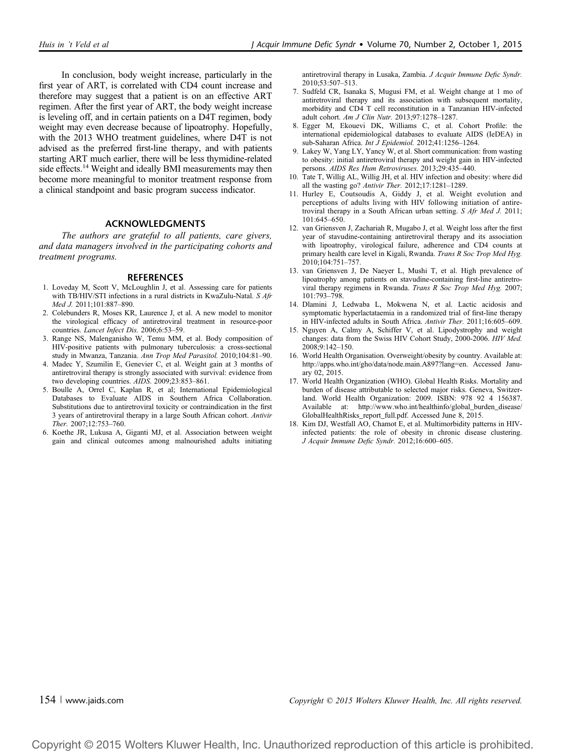In conclusion, body weight increase, particularly in the first year of ART, is correlated with CD4 count increase and therefore may suggest that a patient is on an effective ART regimen. After the first year of ART, the body weight increase is leveling off, and in certain patients on a D4T regimen, body weight may even decrease because of lipoatrophy. Hopefully, with the 2013 WHO treatment guidelines, where D4T is not advised as the preferred first-line therapy, and with patients starting ART much earlier, there will be less thymidine-related side effects.[14] Weight and ideally BMI measurements may then become more meaningful to monitor treatment response from a clinical standpoint and basic program success indicator.

## ACKNOWLEDGMENTS

*The authors are grateful to all patients, care givers, and data managers involved in the participating cohorts and treatment programs.*

## REFERENCES

1. Loveday M, Scott V, McLoughlin J, et al. Assessing care for patients with TB/HIV/STI infections in a rural districts in KwaZulu-Natal. *S Afr Med J.* 2011;101:887–890.
2. Colebunders R, Moses KR, Laurence J, et al. A new model to monitor the virological efficacy of antiretroviral treatment in resource-poor countries. *Lancet Infect Dis.* 2006;6:53–59.
3. Range NS, Malenganisho W, Temu MM, et al. Body composition of HIV-positive patients with pulmonary tuberculosis: a cross-sectional study in Mwanza, Tanzania. *Ann Trop Med Parasitol.* 2010;104:81–90.
4. Madec Y, Szumilin E, Genevier C, et al. Weight gain at 3 months of antiretroviral therapy is strongly associated with survival: evidence from two developing countries. *AIDS.* 2009;23:853–861.
5. Boulle A, Orrel C, Kaplan R, et al; International Epidemiological Databases to Evaluate AIDS in Southern Africa Collaboration. Substitutions due to antiretroviral toxicity or contraindication in the first 3 years of antiretroviral therapy in a large South African cohort. *Antivir Ther.* 2007;12:753–760.
6. Koethe JR, Lukusa A, Giganti MJ, et al. Association between weight gain and clinical outcomes among malnourished adults initiating antiretroviral therapy in Lusaka, Zambia. *J Acquir Immune Defic Syndr.* 2010;53:507–513.
7. Sudfeld CR, Isanaka S, Mugusi FM, et al. Weight change at 1 mo of antiretroviral therapy and its association with subsequent mortality, morbidity and CD4 T cell reconstitution in a Tanzanian HIV-infected adult cohort. *Am J Clin Nutr.* 2013;97:1278–1287.
8. Egger M, Ekouevi DK, Williams C, et al. Cohort Profile: the international epidemiological databases to evaluate AIDS (IeDEA) in sub-Saharan Africa. *Int J Epidemiol.* 2012;41:1256–1264.
9. Lakey W, Yang LY, Yancy W, et al. Short communication: from wasting to obesity: initial antiretroviral therapy and weight gain in HIV-infected persons. *AIDS Res Hum Retroviruses.* 2013;29:435–440.
10. Tate T, Willig AL, Willig JH, et al. HIV infection and obesity: where did all the wasting go? *Antivir Ther.* 2012;17:1281–1289.
11. Hurley E, Coutsoudis A, Giddy J, et al. Weight evolution and perceptions of adults living with HIV following initiation of antiretroviral therapy in a South African urban setting. *S Afr Med J.* 2011; 101:645–650.
12. van Griensven J, Zachariah R, Mugabo J, et al. Weight loss after the first year of stavudine-containing antiretroviral therapy and its association with lipoatrophy, virological failure, adherence and CD4 counts at primary health care level in Kigali, Rwanda. *Trans R Soc Trop Med Hyg.* 2010;104:751–757.
13. van Griensven J, De Naeyer L, Mushi T, et al. High prevalence of lipoatrophy among patients on stavudine-containing first-line antiretroviral therapy regimens in Rwanda. *Trans R Soc Trop Med Hyg.* 2007; 101:793–798.
14. Dlamini J, Ledwaba L, Mokwena N, et al. Lactic acidosis and symptomatic hyperlactataemia in a randomized trial of first-line therapy in HIV-infected adults in South Africa. *Antivir Ther.* 2011;16:605–609.
15. Nguyen A, Calmy A, Schiffer V, et al. Lipodystrophy and weight changes: data from the Swiss HIV Cohort Study, 2000-2006. *HIV Med.* 2008;9:142–150.
16. World Health Organisation. Overweight/obesity by country. Available at: http://apps.who.int/gho/data/node.main.A897?lang=en. Accessed January 02, 2015.
17. World Health Organization (WHO). Global Health Risks. Mortality and burden of disease attributable to selected major risks. Geneva, Switzerland. World Health Organization: 2009. ISBN: 978 92 4 156387. Available at: http://www.who.int/healthinfo/global_burden_disease/GlobalHealthRisks_report_full.pdf. Accessed June 8, 2015.
18. Kim DJ, Westfall AO, Chamot E, et al. Multimorbidity patterns in HIV-infected patients: the role of obesity in chronic disease clustering. *J Acquir Immune Defic Syndr.* 2012;16:600–605.